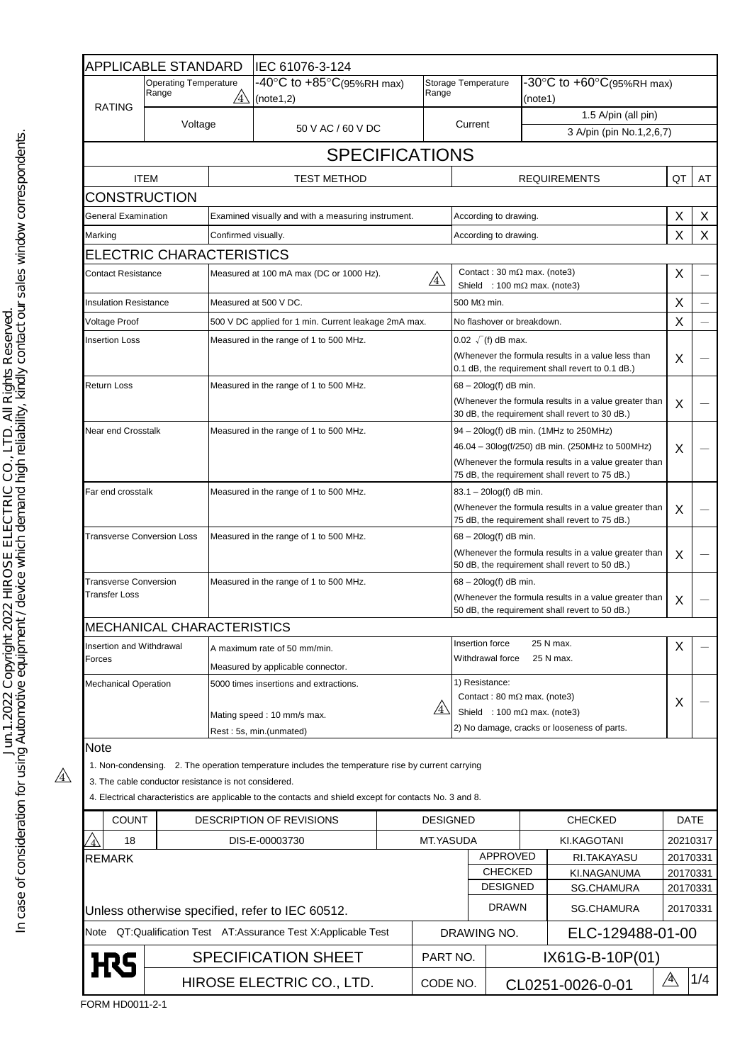| APPLICABLE STANDARD | | IEC 61076-3-124 | | |
|---|---|---|---|---|
| RATING | Operating Temperature Range ⚠4 | -40°C to +85°C(95%RH max) (note1,2) | Storage Temperature Range | -30°C to +60°C(95%RH max) (note1) |
| | Voltage | 50 V AC / 60 V DC | Current | 1.5 A/pin (all pin) 3 A/pin (pin No.1,2,6,7) |

# SPECIFICATIONS

| ITEM | TEST METHOD | REQUIREMENTS | QT | AT |
|---|---|---|---|---|
| **CONSTRUCTION** | | | | |
| General Examination | Examined visually and with a measuring instrument. | According to drawing. | X | X |
| Marking | Confirmed visually. | According to drawing. | X | X |
| **ELECTRIC CHARACTERISTICS** | | | | |
| Contact Resistance | Measured at 100 mA max (DC or 1000 Hz). ⚠4 | Contact : 30 mΩ max. (note3) Shield : 100 mΩ max. (note3) | X | — |
| Insulation Resistance | Measured at 500 V DC. | 500 MΩ min. | X | — |
| Voltage Proof | 500 V DC applied for 1 min. Current leakage 2mA max. | No flashover or breakdown. | X | — |
| Insertion Loss | Measured in the range of 1 to 500 MHz. | $0.02\sqrt{(f)}$ dB max. (Whenever the formula results in a value less than 0.1 dB, the requirement shall revert to 0.1 dB.) | X | — |
| Return Loss | Measured in the range of 1 to 500 MHz. | 68 – 20log(f) dB min. (Whenever the formula results in a value greater than 30 dB, the requirement shall revert to 30 dB.) | X | — |
| Near end Crosstalk | Measured in the range of 1 to 500 MHz. | 94 – 20log(f) dB min. (1MHz to 250MHz) 46.04 – 30log(f/250) dB min. (250MHz to 500MHz) (Whenever the formula results in a value greater than 75 dB, the requirement shall revert to 75 dB.) | X | — |
| Far end crosstalk | Measured in the range of 1 to 500 MHz. | 83.1 – 20log(f) dB min. (Whenever the formula results in a value greater than 75 dB, the requirement shall revert to 75 dB.) | X | — |
| Transverse Conversion Loss | Measured in the range of 1 to 500 MHz. | 68 – 20log(f) dB min. (Whenever the formula results in a value greater than 50 dB, the requirement shall revert to 50 dB.) | X | — |
| Transverse Conversion Transfer Loss | Measured in the range of 1 to 500 MHz. | 68 – 20log(f) dB min. (Whenever the formula results in a value greater than 50 dB, the requirement shall revert to 50 dB.) | X | — |
| **MECHANICAL CHARACTERISTICS** | | | | |
| Insertion and Withdrawal Forces | A maximum rate of 50 mm/min. Measured by applicable connector. | Insertion force 25 N max. Withdrawal force 25 N max. | X | — |
| Mechanical Operation | 5000 times insertions and extractions. Mating speed : 10 mm/s max. Rest : 5s, min.(unmated) ⚠4 | 1) Resistance: Contact : 80 mΩ max. (note3) Shield : 100 mΩ max. (note3) 2) No damage, cracks or looseness of parts. | X | — |

**Note**

1. Non-condensing. 2. The operation temperature includes the temperature rise by current carrying
3. The cable conductor resistance is not considered.
4. Electrical characteristics are applicable to the contacts and shield except for contacts No. 3 and 8.

| | COUNT | DESCRIPTION OF REVISIONS | DESIGNED | CHECKED | DATE |
|---|---|---|---|---|---|
| ⚠4 | 18 | DIS-E-00003730 | MT.YASUDA | KI.KAGOTANI | 20210317 |

REMARK

Unless otherwise specified, refer to IEC 60512.

| | | |
|---|---|---|
| APPROVED | RI.TAKAYASU | 20170331 |
| CHECKED | KI.NAGANUMA | 20170331 |
| DESIGNED | SG.CHAMURA | 20170331 |
| DRAWN | SG.CHAMURA | 20170331 |

Note QT:Qualification Test AT:Assurance Test X:Applicable Test

| | | |
|---|---|---|
| DRAWING NO. | ELC-129488-01-00 | |
| SPECIFICATION SHEET | PART NO. | IX61G-B-10P(01) |
| HIROSE ELECTRIC CO., LTD. | CODE NO. | CL0251-0026-0-01 ⚠4 |

FORM HD0011-2-1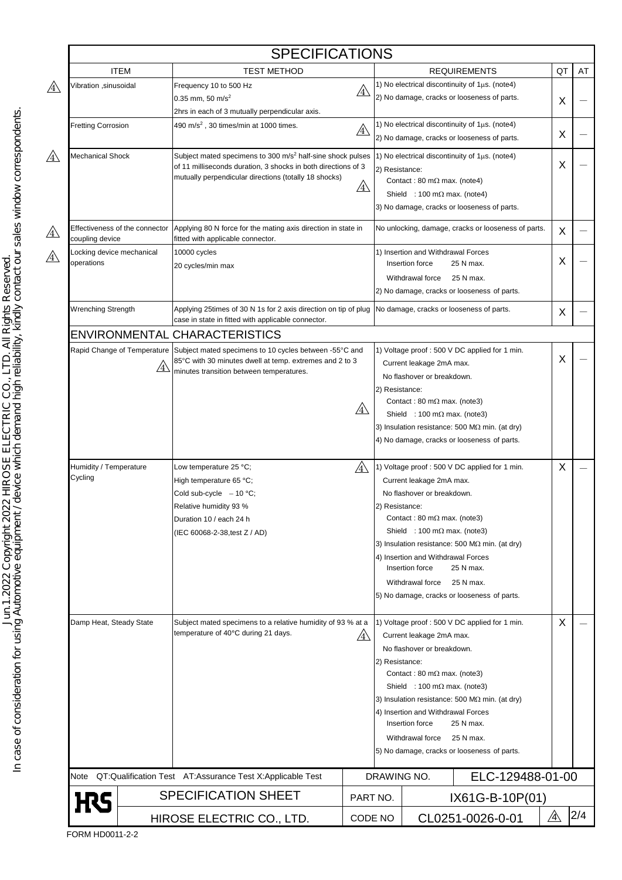# SPECIFICATIONS

| ITEM | TEST METHOD | REQUIREMENTS | QT | AT |
|---|---|---|---|---|
| Vibration ,sinusoidal | Frequency 10 to 500 Hz<br>0.35 mm, 50 $m/s^2$<br>2hrs in each of 3 mutually perpendicular axis. | 1) No electrical discontinuity of 1μs. (note4)<br>2) No damage, cracks or looseness of parts. | X | — |
| Fretting Corrosion | 490 $m/s^2$ , 30 times/min at 1000 times. | 1) No electrical discontinuity of 1μs. (note4)<br>2) No damage, cracks or looseness of parts. | X | — |
| Mechanical Shock | Subject mated specimens to 300 $m/s^2$ half-sine shock pulses of 11 milliseconds duration, 3 shocks in both directions of 3 mutually perpendicular directions (totally 18 shocks) | 1) No electrical discontinuity of 1μs. (note4)<br>2) Resistance:<br>Contact : 80 mΩ max. (note4)<br>Shield : 100 mΩ max. (note4)<br>3) No damage, cracks or looseness of parts. | X | — |
| Effectiveness of the connector coupling device | Applying 80 N force for the mating axis direction in state in fitted with applicable connector. | No unlocking, damage, cracks or looseness of parts. | X | — |
| Locking device mechanical operations | 10000 cycles<br>20 cycles/min max | 1) Insertion and Withdrawal Forces<br>Insertion force 25 N max.<br>Withdrawal force 25 N max.<br>2) No damage, cracks or looseness of parts. | X | — |
| Wrenching Strength | Applying 25times of 30 N 1s for 2 axis direction on tip of plug case in state in fitted with applicable connector. | No damage, cracks or looseness of parts. | X | — |

## ENVIRONMENTAL CHARACTERISTICS

| ITEM | TEST METHOD | REQUIREMENTS | QT | AT |
|---|---|---|---|---|
| Rapid Change of Temperature | Subject mated specimens to 10 cycles between -55°C and 85°C with 30 minutes dwell at temp. extremes and 2 to 3 minutes transition between temperatures. | 1) Voltage proof : 500 V DC applied for 1 min.<br>Current leakage 2mA max.<br>No flashover or breakdown.<br>2) Resistance:<br>Contact : 80 mΩ max. (note3)<br>Shield : 100 mΩ max. (note3)<br>3) Insulation resistance: 500 MΩ min. (at dry)<br>4) No damage, cracks or looseness of parts. | X | — |
| Humidity / Temperature Cycling | Low temperature 25 °C;<br>High temperature 65 °C;<br>Cold sub-cycle – 10 °C;<br>Relative humidity 93 %<br>Duration 10 / each 24 h<br>(IEC 60068-2-38,test Z / AD) | 1) Voltage proof : 500 V DC applied for 1 min.<br>Current leakage 2mA max.<br>No flashover or breakdown.<br>2) Resistance:<br>Contact : 80 mΩ max. (note3)<br>Shield : 100 mΩ max. (note3)<br>3) Insulation resistance: 500 MΩ min. (at dry)<br>4) Insertion and Withdrawal Forces<br>Insertion force 25 N max.<br>Withdrawal force 25 N max.<br>5) No damage, cracks or looseness of parts. | X | — |
| Damp Heat, Steady State | Subject mated specimens to a relative humidity of 93 % at a temperature of 40°C during 21 days. | 1) Voltage proof : 500 V DC applied for 1 min.<br>Current leakage 2mA max.<br>No flashover or breakdown.<br>2) Resistance:<br>Contact : 80 mΩ max. (note3)<br>Shield : 100 mΩ max. (note3)<br>3) Insulation resistance: 500 MΩ min. (at dry)<br>4) Insertion and Withdrawal Forces<br>Insertion force 25 N max.<br>Withdrawal force 25 N max.<br>5) No damage, cracks or looseness of parts. | X | — |

Note QT:Qualification Test AT:Assurance Test X:Applicable Test

| | | | |
|---|---|---|---|
| HRS | SPECIFICATION SHEET | DRAWING NO. | ELC-129488-01-00 |
| | | PART NO. | IX61G-B-10P(01) |
| | HIROSE ELECTRIC CO., LTD. | CODE NO | CL0251-0026-0-01 |

FORM HD0011-2-2

Jun.1.2022 Copyright 2022 HIROSE ELECTRIC CO., LTD. All Rights Reserved.
In case of consideration for using Automotive equipment / device which demand high reliability, kindly contact our sales window correspondents.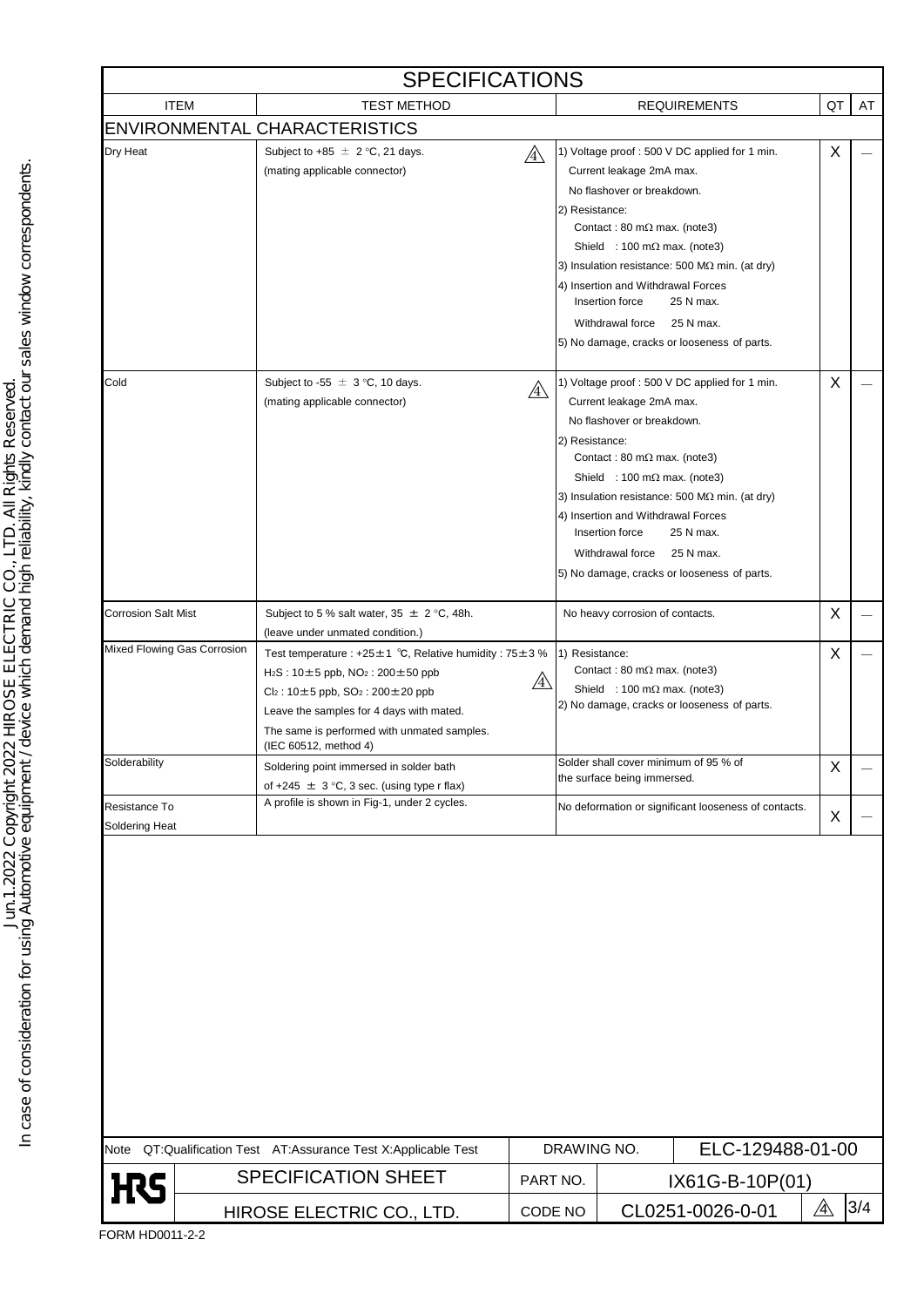# SPECIFICATIONS

| ITEM | TEST METHOD | REQUIREMENTS | QT | AT |
|---|---|---|---|---|
| **ENVIRONMENTAL CHARACTERISTICS** | | | | |
| Dry Heat | Subject to +85 ± 2 °C, 21 days. (mating applicable connector) △4 | 1) Voltage proof : 500 V DC applied for 1 min. Current leakage 2mA max. No flashover or breakdown. 2) Resistance: Contact : 80 mΩ max. (note3) Shield : 100 mΩ max. (note3) 3) Insulation resistance: 500 MΩ min. (at dry) 4) Insertion and Withdrawal Forces Insertion force 25 N max. Withdrawal force 25 N max. 5) No damage, cracks or looseness of parts. | X | — |
| Cold | Subject to -55 ± 3 °C, 10 days. (mating applicable connector) △4 | 1) Voltage proof : 500 V DC applied for 1 min. Current leakage 2mA max. No flashover or breakdown. 2) Resistance: Contact : 80 mΩ max. (note3) Shield : 100 mΩ max. (note3) 3) Insulation resistance: 500 MΩ min. (at dry) 4) Insertion and Withdrawal Forces Insertion force 25 N max. Withdrawal force 25 N max. 5) No damage, cracks or looseness of parts. | X | — |
| Corrosion Salt Mist | Subject to 5 % salt water, 35 ± 2 °C, 48h. (leave under unmated condition.) | No heavy corrosion of contacts. | X | — |
| Mixed Flowing Gas Corrosion | Test temperature : +25±1 ℃, Relative humidity : 75±3 % $H_2S$ : 10±5 ppb, $NO_2$ : 200±50 ppb $Cl_2$ : 10±5 ppb, $SO_2$ : 200±20 ppb △4 Leave the samples for 4 days with mated. The same is performed with unmated samples. (IEC 60512, method 4) | 1) Resistance: Contact : 80 mΩ max. (note3) Shield : 100 mΩ max. (note3) 2) No damage, cracks or looseness of parts. | X | — |
| Solderability | Soldering point immersed in solder bath of +245 ± 3 °C, 3 sec. (using type r flax) | Solder shall cover minimum of 95 % of the surface being immersed. | X | — |
| Resistance To Soldering Heat | A profile is shown in Fig-1, under 2 cycles. | No deformation or significant looseness of contacts. | X | — |

Note QT:Qualification Test AT:Assurance Test X:Applicable Test

| | | | |
|---|---|---|---|
| HRS | SPECIFICATION SHEET | DRAWING NO. | ELC-129488-01-00 |
| | | PART NO. | IX61G-B-10P(01) |
| | HIROSE ELECTRIC CO., LTD. | CODE NO | CL0251-0026-0-01 △4 |

FORM HD0011-2-2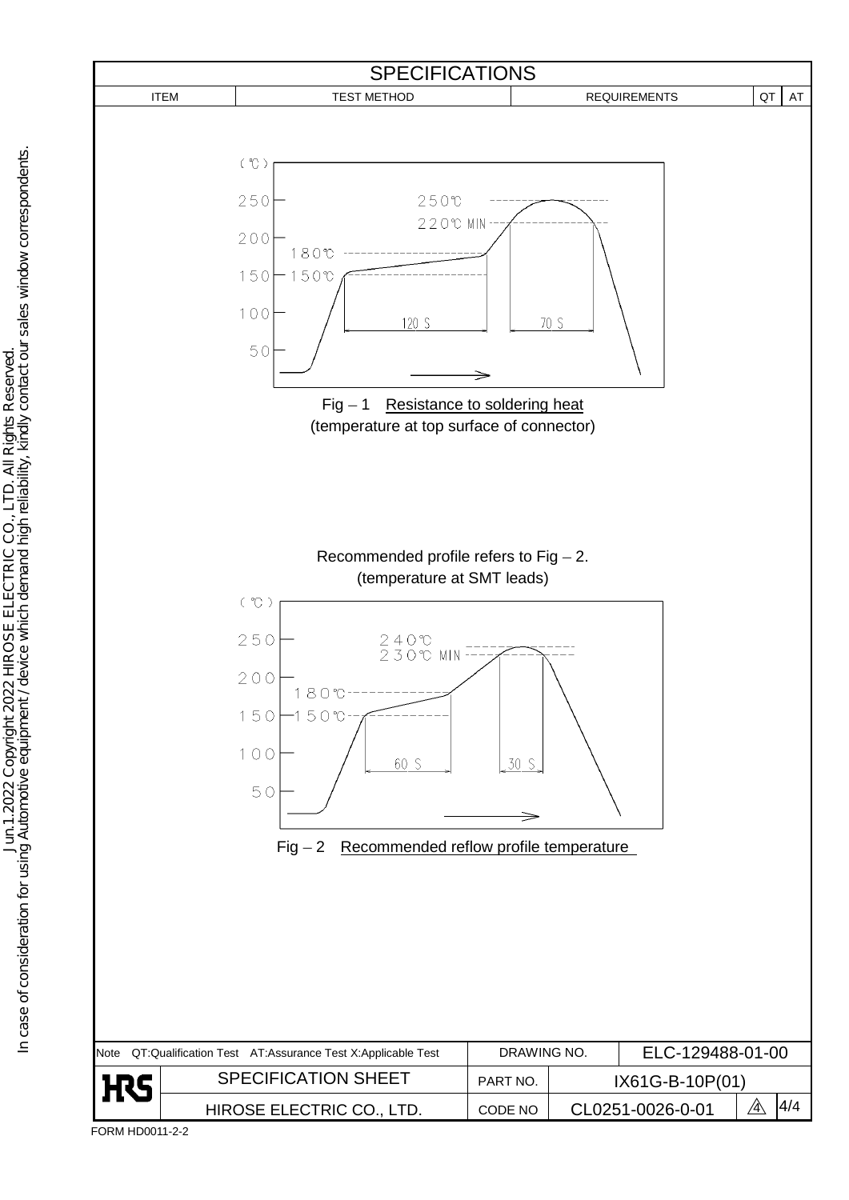# SPECIFICATIONS

| ITEM | TEST METHOD | REQUIREMENTS | QT | AT |
|---|---|---|---|---|

(℃)
250
200
150
100
50
250℃
220℃ MIN
180℃
150℃
120 S
70 S

Fig－1　Resistance to soldering heat
(temperature at top surface of connector)

Recommended profile refers to Fig－2.
(temperature at SMT leads)

(℃)
250
200
150
100
50
240℃
230℃ MIN
180℃
150℃
60 S
30 S

Fig－2　Recommended reflow profile temperature

Note　QT:Qualification Test　AT:Assurance Test X:Applicable Test

| | | | |
|---|---|---|---|
| HRS | SPECIFICATION SHEET | DRAWING NO. | ELC-129488-01-00 |
| | HIROSE ELECTRIC CO., LTD. | PART NO. | IX61G-B-10P(01) |
| | | CODE NO | CL0251-0026-0-01 ⚠4 |

FORM HD0011-2-2

Jun.1.2022 Copyright 2022 HIROSE ELECTRIC CO., LTD. All Rights Reserved.
In case of consideration for using Automotive equipment / device which demand high reliability, kindly contact our sales window correspondents.